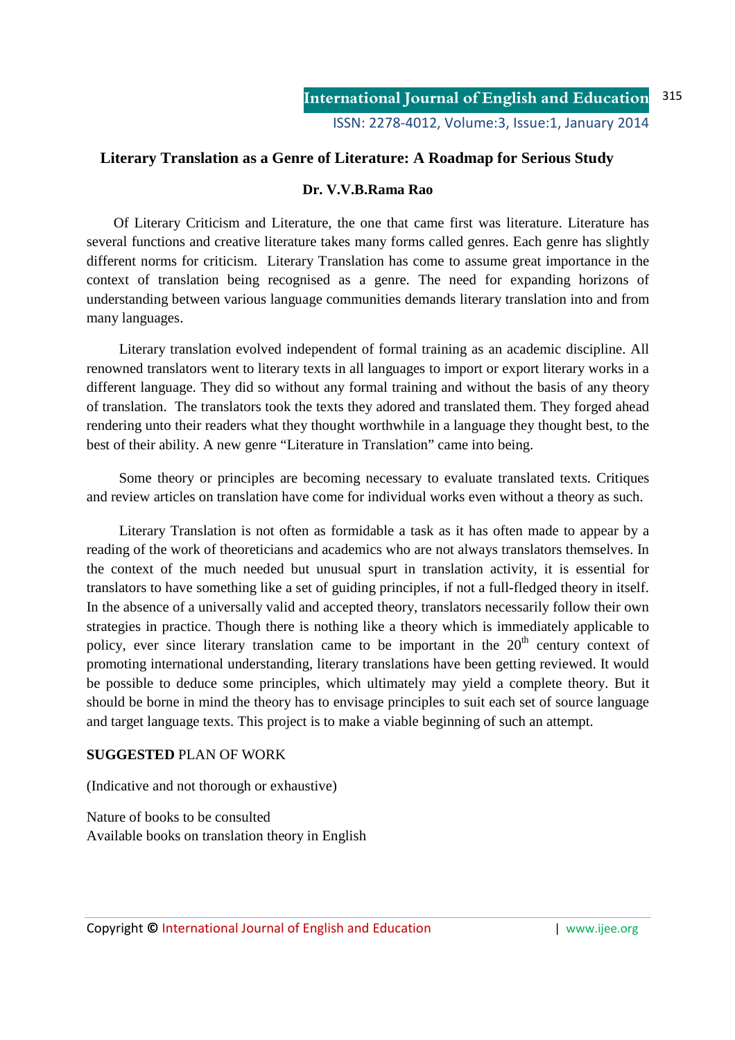# Literary Translation as a Genre of Literature: A Roadmap for Serious Study

**Dr. V.V.B.Rama Rao**

Of Literary Criticism and Literature, the one that came first was literature. Literature has several functions and creative literature takes many forms called genres. Each genre has slightly different norms for criticism. Literary Translation has come to assume great importance in the context of translation being recognised as a genre. The need for expanding horizons of understanding between various language communities demands literary translation into and from many languages.

Literary translation evolved independent of formal training as an academic discipline. All renowned translators went to literary texts in all languages to import or export literary works in a different language. They did so without any formal training and without the basis of any theory of translation. The translators took the texts they adored and translated them. They forged ahead rendering unto their readers what they thought worthwhile in a language they thought best, to the best of their ability. A new genre "Literature in Translation" came into being.

Some theory or principles are becoming necessary to evaluate translated texts. Critiques and review articles on translation have come for individual works even without a theory as such.

Literary Translation is not often as formidable a task as it has often made to appear by a reading of the work of theoreticians and academics who are not always translators themselves. In the context of the much needed but unusual spurt in translation activity, it is essential for translators to have something like a set of guiding principles, if not a full-fledged theory in itself. In the absence of a universally valid and accepted theory, translators necessarily follow their own strategies in practice. Though there is nothing like a theory which is immediately applicable to policy, ever since literary translation came to be important in the 20th century context of promoting international understanding, literary translations have been getting reviewed. It would be possible to deduce some principles, which ultimately may yield a complete theory. But it should be borne in mind the theory has to envisage principles to suit each set of source language and target language texts. This project is to make a viable beginning of such an attempt.

**SUGGESTED** PLAN OF WORK

(Indicative and not thorough or exhaustive)

Nature of books to be consulted
Available books on translation theory in English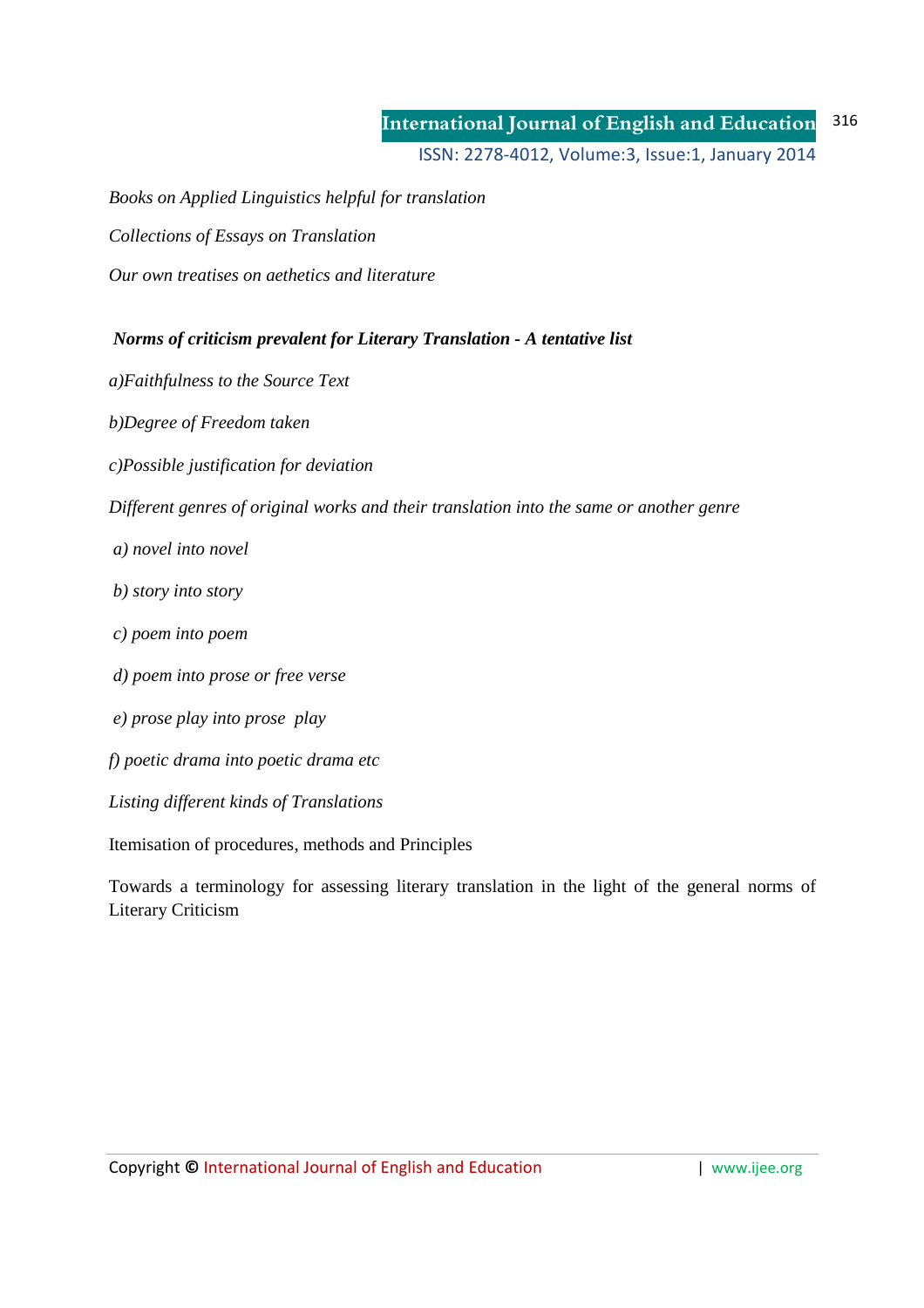*Books on Applied Linguistics helpful for translation*

*Collections of Essays on Translation*

*Our own treatises on aethetics and literature*

***Norms of criticism prevalent for Literary Translation - A tentative list***

*a)Faithfulness to the Source Text*

*b)Degree of Freedom taken*

*c)Possible justification for deviation*

*Different genres of original works and their translation into the same or another genre*

*a) novel into novel*

*b) story into story*

*c) poem into poem*

*d) poem into prose or free verse*

*e) prose play into prose play*

*f) poetic drama into poetic drama etc*

*Listing different kinds of Translations*

Itemisation of procedures, methods and Principles

Towards a terminology for assessing literary translation in the light of the general norms of Literary Criticism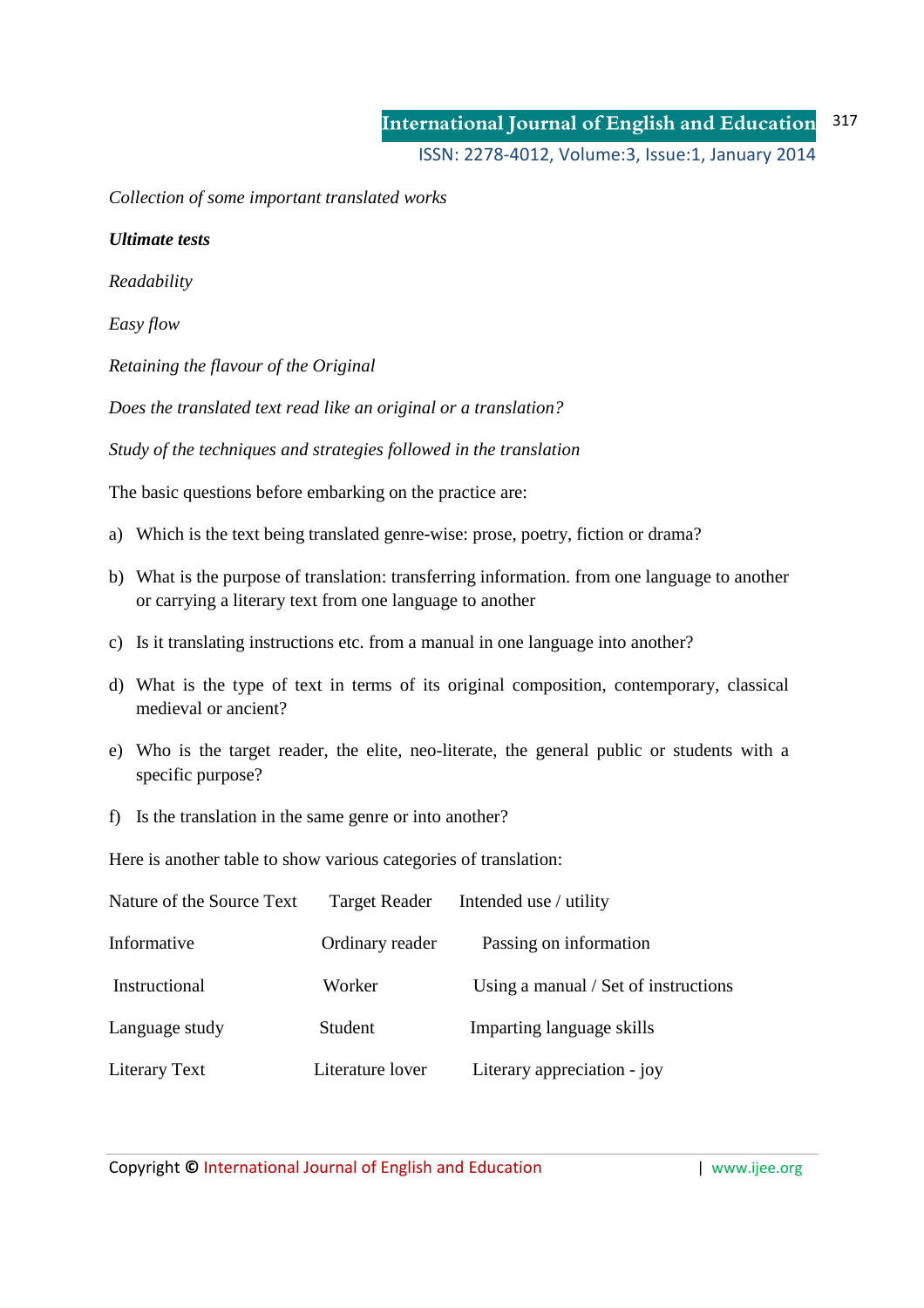*Collection of some important translated works*

***Ultimate tests***

*Readability*

*Easy flow*

*Retaining the flavour of the Original*

*Does the translated text read like an original or a translation?*

*Study of the techniques and strategies followed in the translation*

The basic questions before embarking on the practice are:

a) Which is the text being translated genre-wise: prose, poetry, fiction or drama?

b) What is the purpose of translation: transferring information. from one language to another or carrying a literary text from one language to another

c) Is it translating instructions etc. from a manual in one language into another?

d) What is the type of text in terms of its original composition, contemporary, classical medieval or ancient?

e) Who is the target reader, the elite, neo-literate, the general public or students with a specific purpose?

f) Is the translation in the same genre or into another?

Here is another table to show various categories of translation:

| Nature of the Source Text | Target Reader | Intended use / utility |
|---|---|---|
| Informative | Ordinary reader | Passing on information |
| Instructional | Worker | Using a manual / Set of instructions |
| Language study | Student | Imparting language skills |
| Literary Text | Literature lover | Literary appreciation - joy |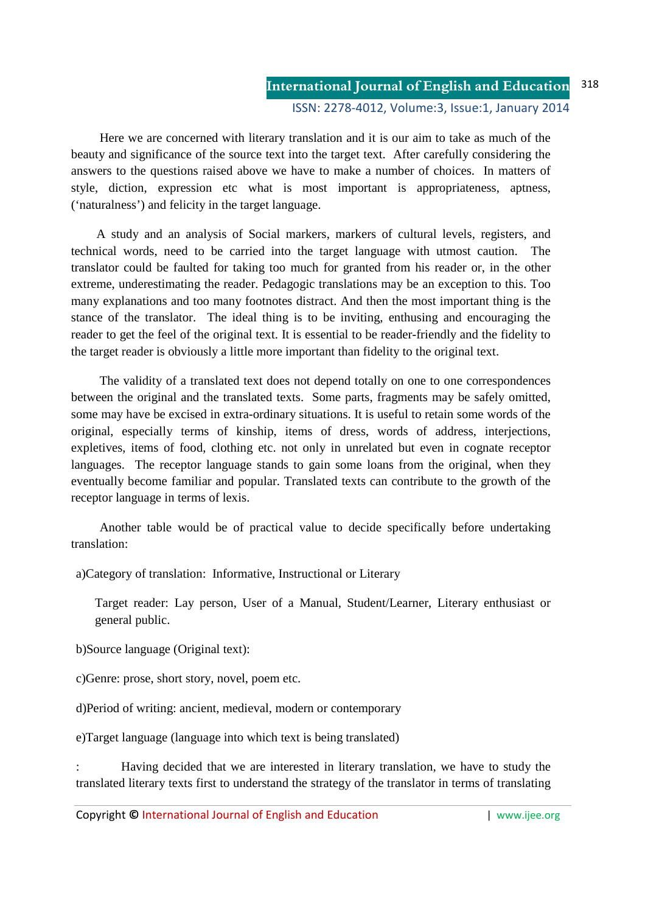Here we are concerned with literary translation and it is our aim to take as much of the beauty and significance of the source text into the target text. After carefully considering the answers to the questions raised above we have to make a number of choices. In matters of style, diction, expression etc what is most important is appropriateness, aptness, ('naturalness') and felicity in the target language.

A study and an analysis of Social markers, markers of cultural levels, registers, and technical words, need to be carried into the target language with utmost caution. The translator could be faulted for taking too much for granted from his reader or, in the other extreme, underestimating the reader. Pedagogic translations may be an exception to this. Too many explanations and too many footnotes distract. And then the most important thing is the stance of the translator. The ideal thing is to be inviting, enthusing and encouraging the reader to get the feel of the original text. It is essential to be reader-friendly and the fidelity to the target reader is obviously a little more important than fidelity to the original text.

The validity of a translated text does not depend totally on one to one correspondences between the original and the translated texts. Some parts, fragments may be safely omitted, some may have be excised in extra-ordinary situations. It is useful to retain some words of the original, especially terms of kinship, items of dress, words of address, interjections, expletives, items of food, clothing etc. not only in unrelated but even in cognate receptor languages. The receptor language stands to gain some loans from the original, when they eventually become familiar and popular. Translated texts can contribute to the growth of the receptor language in terms of lexis.

Another table would be of practical value to decide specifically before undertaking translation:

a)Category of translation: Informative, Instructional or Literary

Target reader: Lay person, User of a Manual, Student/Learner, Literary enthusiast or general public.

b)Source language (Original text):

c)Genre: prose, short story, novel, poem etc.

d)Period of writing: ancient, medieval, modern or contemporary

e)Target language (language into which text is being translated)

: Having decided that we are interested in literary translation, we have to study the translated literary texts first to understand the strategy of the translator in terms of translating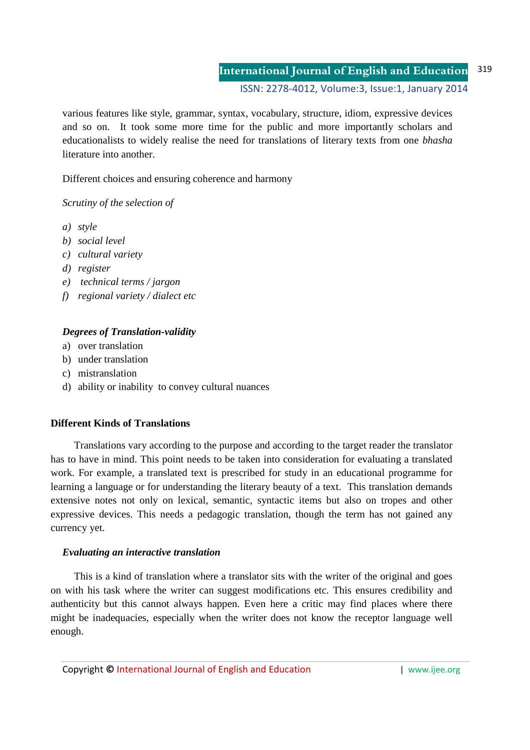various features like style, grammar, syntax, vocabulary, structure, idiom, expressive devices and so on. It took some more time for the public and more importantly scholars and educationalists to widely realise the need for translations of literary texts from one *bhasha* literature into another.

Different choices and ensuring coherence and harmony

*Scrutiny of the selection of*

*a) style*
*b) social level*
*c) cultural variety*
*d) register*
*e) technical terms / jargon*
*f) regional variety / dialect etc*

***Degrees of Translation-validity***

a) over translation
b) under translation
c) mistranslation
d) ability or inability to convey cultural nuances

## Different Kinds of Translations

Translations vary according to the purpose and according to the target reader the translator has to have in mind. This point needs to be taken into consideration for evaluating a translated work. For example, a translated text is prescribed for study in an educational programme for learning a language or for understanding the literary beauty of a text. This translation demands extensive notes not only on lexical, semantic, syntactic items but also on tropes and other expressive devices. This needs a pedagogic translation, though the term has not gained any currency yet.

### *Evaluating an interactive translation*

This is a kind of translation where a translator sits with the writer of the original and goes on with his task where the writer can suggest modifications etc. This ensures credibility and authenticity but this cannot always happen. Even here a critic may find places where there might be inadequacies, especially when the writer does not know the receptor language well enough.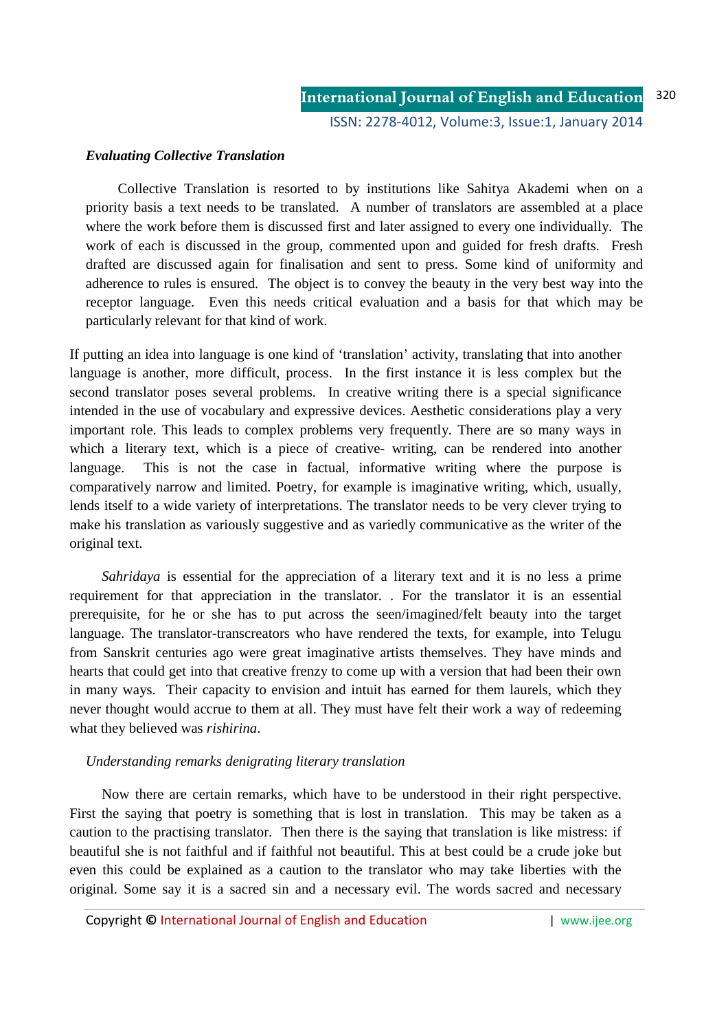### *Evaluating Collective Translation*

Collective Translation is resorted to by institutions like Sahitya Akademi when on a priority basis a text needs to be translated. A number of translators are assembled at a place where the work before them is discussed first and later assigned to every one individually. The work of each is discussed in the group, commented upon and guided for fresh drafts. Fresh drafted are discussed again for finalisation and sent to press. Some kind of uniformity and adherence to rules is ensured. The object is to convey the beauty in the very best way into the receptor language. Even this needs critical evaluation and a basis for that which may be particularly relevant for that kind of work.

If putting an idea into language is one kind of 'translation' activity, translating that into another language is another, more difficult, process. In the first instance it is less complex but the second translator poses several problems. In creative writing there is a special significance intended in the use of vocabulary and expressive devices. Aesthetic considerations play a very important role. This leads to complex problems very frequently. There are so many ways in which a literary text, which is a piece of creative- writing, can be rendered into another language. This is not the case in factual, informative writing where the purpose is comparatively narrow and limited. Poetry, for example is imaginative writing, which, usually, lends itself to a wide variety of interpretations. The translator needs to be very clever trying to make his translation as variously suggestive and as variedly communicative as the writer of the original text.

*Sahridaya* is essential for the appreciation of a literary text and it is no less a prime requirement for that appreciation in the translator. . For the translator it is an essential prerequisite, for he or she has to put across the seen/imagined/felt beauty into the target language. The translator-transcreators who have rendered the texts, for example, into Telugu from Sanskrit centuries ago were great imaginative artists themselves. They have minds and hearts that could get into that creative frenzy to come up with a version that had been their own in many ways. Their capacity to envision and intuit has earned for them laurels, which they never thought would accrue to them at all. They must have felt their work a way of redeeming what they believed was *rishirina*.

### *Understanding remarks denigrating literary translation*

Now there are certain remarks, which have to be understood in their right perspective. First the saying that poetry is something that is lost in translation. This may be taken as a caution to the practising translator. Then there is the saying that translation is like mistress: if beautiful she is not faithful and if faithful not beautiful. This at best could be a crude joke but even this could be explained as a caution to the translator who may take liberties with the original. Some say it is a sacred sin and a necessary evil. The words sacred and necessary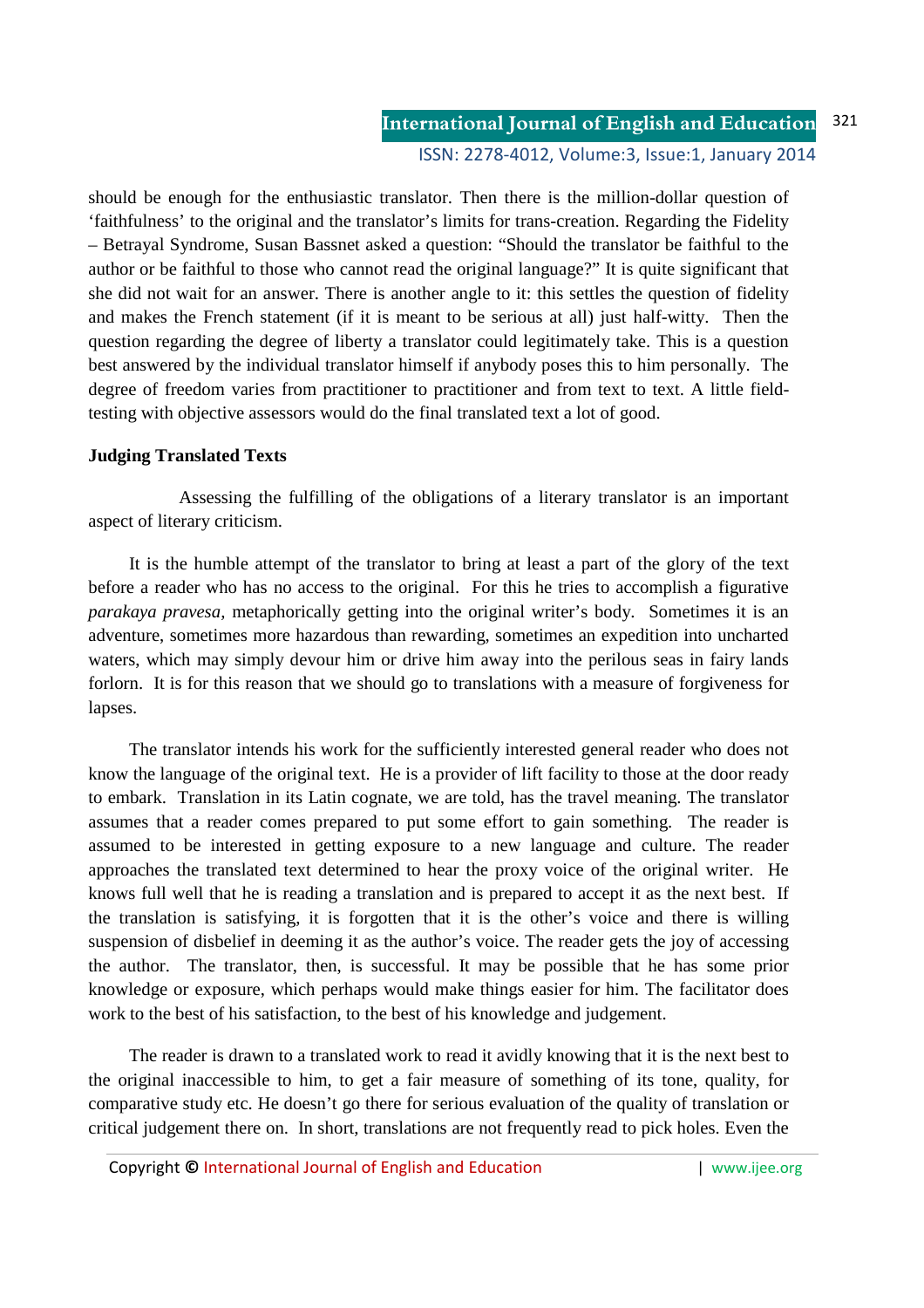should be enough for the enthusiastic translator. Then there is the million-dollar question of 'faithfulness' to the original and the translator's limits for trans-creation. Regarding the Fidelity – Betrayal Syndrome, Susan Bassnet asked a question: "Should the translator be faithful to the author or be faithful to those who cannot read the original language?" It is quite significant that she did not wait for an answer. There is another angle to it: this settles the question of fidelity and makes the French statement (if it is meant to be serious at all) just half-witty. Then the question regarding the degree of liberty a translator could legitimately take. This is a question best answered by the individual translator himself if anybody poses this to him personally. The degree of freedom varies from practitioner to practitioner and from text to text. A little field-testing with objective assessors would do the final translated text a lot of good.

**Judging Translated Texts**

Assessing the fulfilling of the obligations of a literary translator is an important aspect of literary criticism.

It is the humble attempt of the translator to bring at least a part of the glory of the text before a reader who has no access to the original. For this he tries to accomplish a figurative *parakaya pravesa,* metaphorically getting into the original writer's body. Sometimes it is an adventure, sometimes more hazardous than rewarding, sometimes an expedition into uncharted waters, which may simply devour him or drive him away into the perilous seas in fairy lands forlorn. It is for this reason that we should go to translations with a measure of forgiveness for lapses.

The translator intends his work for the sufficiently interested general reader who does not know the language of the original text. He is a provider of lift facility to those at the door ready to embark. Translation in its Latin cognate, we are told, has the travel meaning. The translator assumes that a reader comes prepared to put some effort to gain something. The reader is assumed to be interested in getting exposure to a new language and culture. The reader approaches the translated text determined to hear the proxy voice of the original writer. He knows full well that he is reading a translation and is prepared to accept it as the next best. If the translation is satisfying, it is forgotten that it is the other's voice and there is willing suspension of disbelief in deeming it as the author's voice. The reader gets the joy of accessing the author. The translator, then, is successful. It may be possible that he has some prior knowledge or exposure, which perhaps would make things easier for him. The facilitator does work to the best of his satisfaction, to the best of his knowledge and judgement.

The reader is drawn to a translated work to read it avidly knowing that it is the next best to the original inaccessible to him, to get a fair measure of something of its tone, quality, for comparative study etc. He doesn't go there for serious evaluation of the quality of translation or critical judgement there on. In short, translations are not frequently read to pick holes. Even the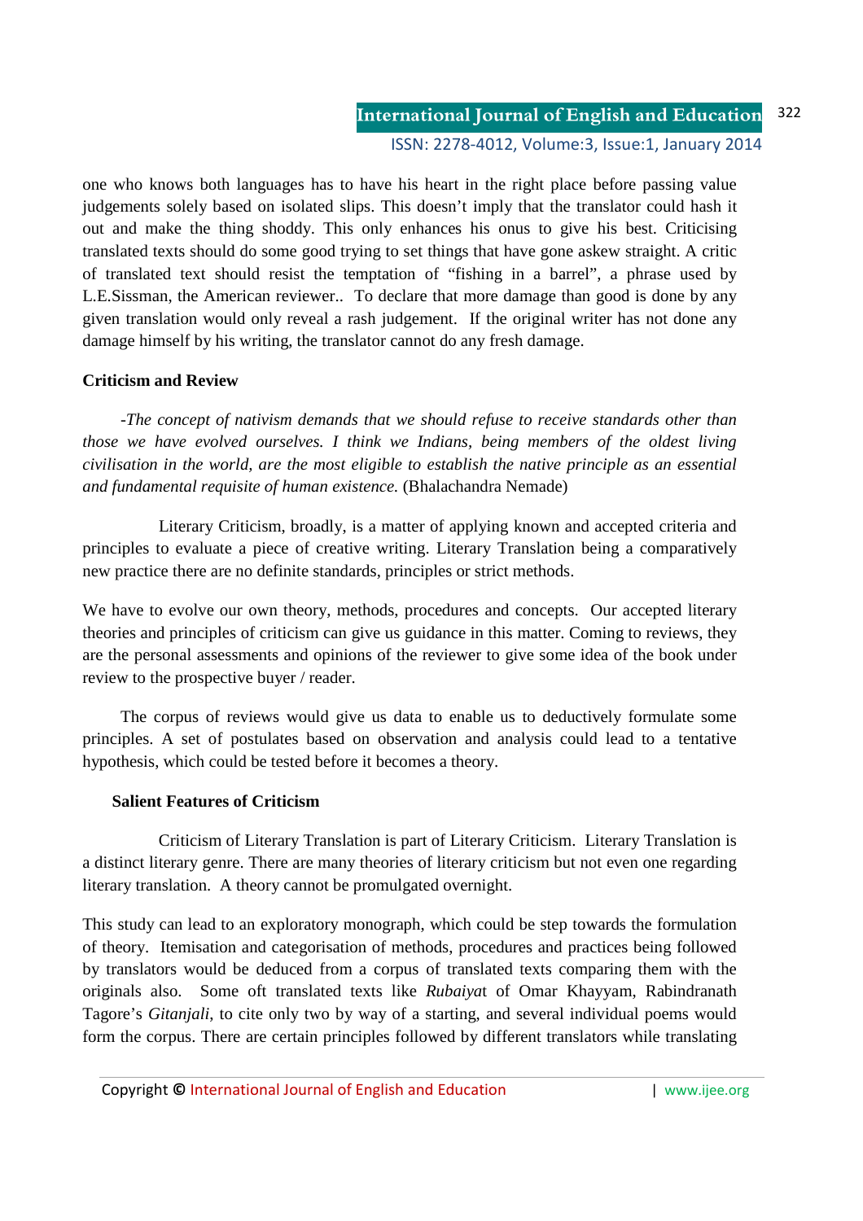one who knows both languages has to have his heart in the right place before passing value judgements solely based on isolated slips. This doesn't imply that the translator could hash it out and make the thing shoddy. This only enhances his onus to give his best. Criticising translated texts should do some good trying to set things that have gone askew straight. A critic of translated text should resist the temptation of "fishing in a barrel", a phrase used by L.E.Sissman, the American reviewer.. To declare that more damage than good is done by any given translation would only reveal a rash judgement. If the original writer has not done any damage himself by his writing, the translator cannot do any fresh damage.

**Criticism and Review**

*-The concept of nativism demands that we should refuse to receive standards other than those we have evolved ourselves. I think we Indians, being members of the oldest living civilisation in the world, are the most eligible to establish the native principle as an essential and fundamental requisite of human existence.* (Bhalachandra Nemade)

Literary Criticism, broadly, is a matter of applying known and accepted criteria and principles to evaluate a piece of creative writing. Literary Translation being a comparatively new practice there are no definite standards, principles or strict methods.

We have to evolve our own theory, methods, procedures and concepts. Our accepted literary theories and principles of criticism can give us guidance in this matter. Coming to reviews, they are the personal assessments and opinions of the reviewer to give some idea of the book under review to the prospective buyer / reader.

The corpus of reviews would give us data to enable us to deductively formulate some principles. A set of postulates based on observation and analysis could lead to a tentative hypothesis, which could be tested before it becomes a theory.

**Salient Features of Criticism**

Criticism of Literary Translation is part of Literary Criticism. Literary Translation is a distinct literary genre. There are many theories of literary criticism but not even one regarding literary translation. A theory cannot be promulgated overnight.

This study can lead to an exploratory monograph, which could be step towards the formulation of theory. Itemisation and categorisation of methods, procedures and practices being followed by translators would be deduced from a corpus of translated texts comparing them with the originals also. Some oft translated texts like *Rubaiyat* of Omar Khayyam, Rabindranath Tagore's *Gitanjali*, to cite only two by way of a starting, and several individual poems would form the corpus. There are certain principles followed by different translators while translating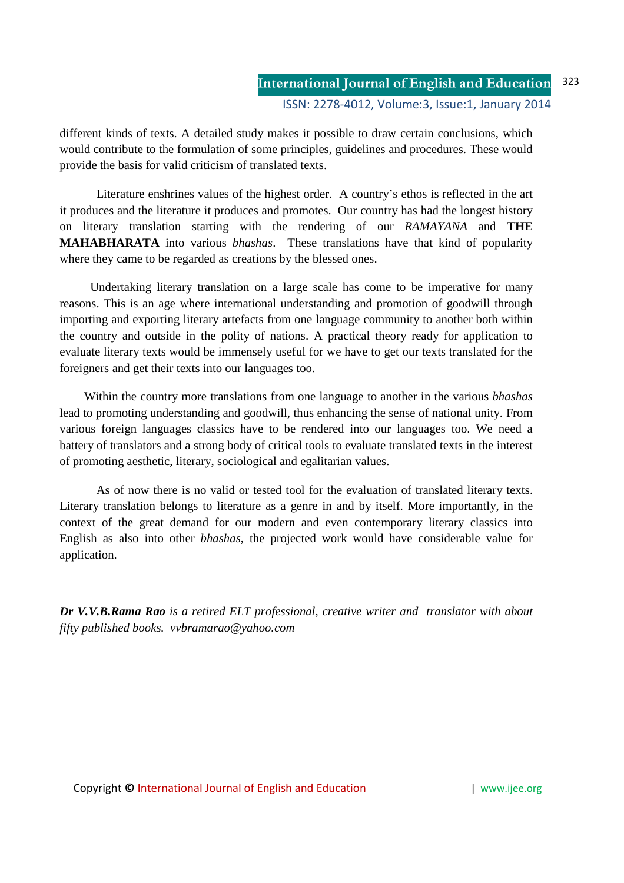different kinds of texts. A detailed study makes it possible to draw certain conclusions, which would contribute to the formulation of some principles, guidelines and procedures. These would provide the basis for valid criticism of translated texts.

Literature enshrines values of the highest order. A country's ethos is reflected in the art it produces and the literature it produces and promotes. Our country has had the longest history on literary translation starting with the rendering of our *RAMAYANA* and **THE MAHABHARATA** into various *bhashas*. These translations have that kind of popularity where they came to be regarded as creations by the blessed ones.

Undertaking literary translation on a large scale has come to be imperative for many reasons. This is an age where international understanding and promotion of goodwill through importing and exporting literary artefacts from one language community to another both within the country and outside in the polity of nations. A practical theory ready for application to evaluate literary texts would be immensely useful for we have to get our texts translated for the foreigners and get their texts into our languages too.

Within the country more translations from one language to another in the various *bhashas* lead to promoting understanding and goodwill, thus enhancing the sense of national unity. From various foreign languages classics have to be rendered into our languages too. We need a battery of translators and a strong body of critical tools to evaluate translated texts in the interest of promoting aesthetic, literary, sociological and egalitarian values.

As of now there is no valid or tested tool for the evaluation of translated literary texts. Literary translation belongs to literature as a genre in and by itself. More importantly, in the context of the great demand for our modern and even contemporary literary classics into English as also into other *bhashas*, the projected work would have considerable value for application.

***Dr V.V.B.Rama Rao*** *is a retired ELT professional, creative writer and translator with about fifty published books. vvbramarao@yahoo.com*